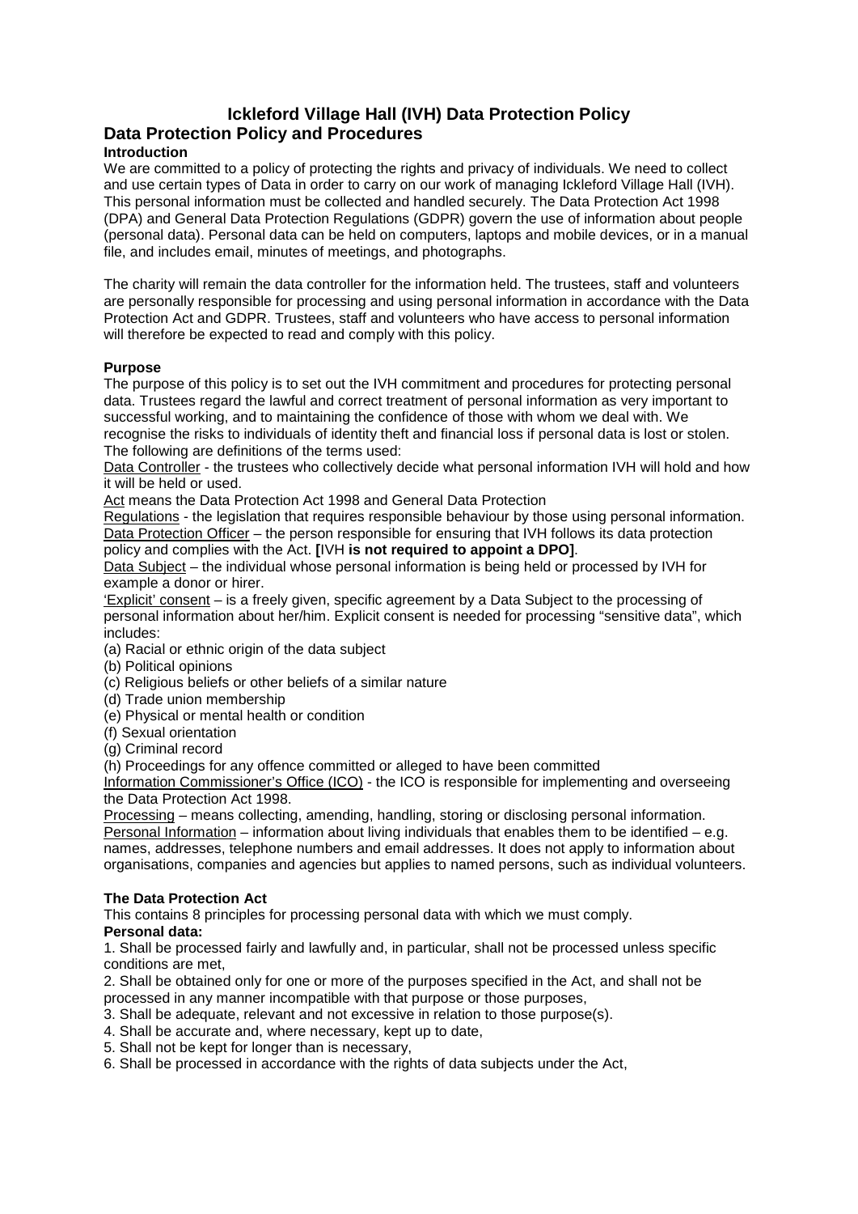# Ickleford Village Hall (IVH) Data Protection Policy

## Data Protection Policy and Procedures

### Introduction

We are committed to a policy of protecting the rights and privacy of individuals. We need to collect and use certain types of Data in order to carry on our work of managing Ickleford Village Hall (IVH). This personal information must be collected and handled securely. The Data Protection Act 1998 (DPA) and General Data Protection Regulations (GDPR) govern the use of information about people (personal data). Personal data can be held on computers, laptops and mobile devices, or in a manual file, and includes email, minutes of meetings, and photographs.

The charity will remain the data controller for the information held. The trustees, staff and volunteers are personally responsible for processing and using personal information in accordance with the Data Protection Act and GDPR. Trustees, staff and volunteers who have access to personal information will therefore be expected to read and comply with this policy.

### Purpose

The purpose of this policy is to set out the IVH commitment and procedures for protecting personal data. Trustees regard the lawful and correct treatment of personal information as very important to successful working, and to maintaining the confidence of those with whom we deal with. We recognise the risks to individuals of identity theft and financial loss if personal data is lost or stolen.

The following are definitions of the terms used:

Data Controller - the trustees who collectively decide what personal information IVH will hold and how it will be held or used.

Act means the Data Protection Act 1998 and General Data Protection

Regulations - the legislation that requires responsible behaviour by those using personal information.

Data Protection Officer – the person responsible for ensuring that IVH follows its data protection policy and complies with the Act. **[**IVH **is not required to appoint a DPO]**.

Data Subject – the individual whose personal information is being held or processed by IVH for example a donor or hirer.

'Explicit' consent – is a freely given, specific agreement by a Data Subject to the processing of personal information about her/him. Explicit consent is needed for processing "sensitive data", which includes:

(a) Racial or ethnic origin of the data subject
(b) Political opinions
(c) Religious beliefs or other beliefs of a similar nature
(d) Trade union membership
(e) Physical or mental health or condition
(f) Sexual orientation
(g) Criminal record
(h) Proceedings for any offence committed or alleged to have been committed

Information Commissioner's Office (ICO) - the ICO is responsible for implementing and overseeing the Data Protection Act 1998.

Processing – means collecting, amending, handling, storing or disclosing personal information.

Personal Information – information about living individuals that enables them to be identified – e.g. names, addresses, telephone numbers and email addresses. It does not apply to information about organisations, companies and agencies but applies to named persons, such as individual volunteers.

### The Data Protection Act

This contains 8 principles for processing personal data with which we must comply.

**Personal data:**

1. Shall be processed fairly and lawfully and, in particular, shall not be processed unless specific conditions are met,
2. Shall be obtained only for one or more of the purposes specified in the Act, and shall not be processed in any manner incompatible with that purpose or those purposes,
3. Shall be adequate, relevant and not excessive in relation to those purpose(s).
4. Shall be accurate and, where necessary, kept up to date,
5. Shall not be kept for longer than is necessary,
6. Shall be processed in accordance with the rights of data subjects under the Act,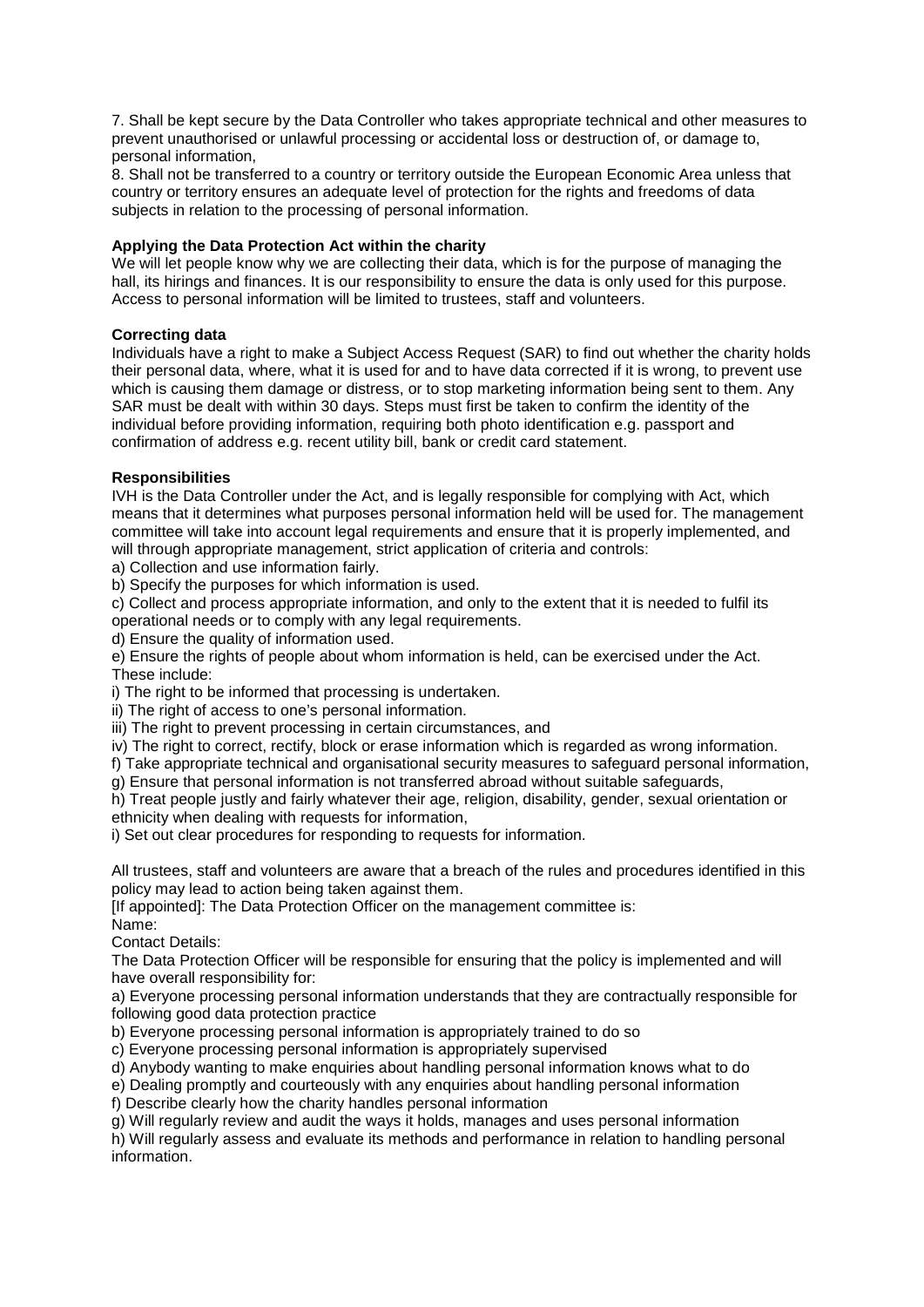7. Shall be kept secure by the Data Controller who takes appropriate technical and other measures to prevent unauthorised or unlawful processing or accidental loss or destruction of, or damage to, personal information,

8. Shall not be transferred to a country or territory outside the European Economic Area unless that country or territory ensures an adequate level of protection for the rights and freedoms of data subjects in relation to the processing of personal information.

**Applying the Data Protection Act within the charity**

We will let people know why we are collecting their data, which is for the purpose of managing the hall, its hirings and finances. It is our responsibility to ensure the data is only used for this purpose. Access to personal information will be limited to trustees, staff and volunteers.

**Correcting data**

Individuals have a right to make a Subject Access Request (SAR) to find out whether the charity holds their personal data, where, what it is used for and to have data corrected if it is wrong, to prevent use which is causing them damage or distress, or to stop marketing information being sent to them. Any SAR must be dealt with within 30 days. Steps must first be taken to confirm the identity of the individual before providing information, requiring both photo identification e.g. passport and confirmation of address e.g. recent utility bill, bank or credit card statement.

**Responsibilities**

IVH is the Data Controller under the Act, and is legally responsible for complying with Act, which means that it determines what purposes personal information held will be used for. The management committee will take into account legal requirements and ensure that it is properly implemented, and will through appropriate management, strict application of criteria and controls:

a) Collection and use information fairly.
b) Specify the purposes for which information is used.
c) Collect and process appropriate information, and only to the extent that it is needed to fulfil its operational needs or to comply with any legal requirements.
d) Ensure the quality of information used.
e) Ensure the rights of people about whom information is held, can be exercised under the Act. These include:
i) The right to be informed that processing is undertaken.
ii) The right of access to one's personal information.
iii) The right to prevent processing in certain circumstances, and
iv) The right to correct, rectify, block or erase information which is regarded as wrong information.
f) Take appropriate technical and organisational security measures to safeguard personal information,
g) Ensure that personal information is not transferred abroad without suitable safeguards,
h) Treat people justly and fairly whatever their age, religion, disability, gender, sexual orientation or ethnicity when dealing with requests for information,
i) Set out clear procedures for responding to requests for information.

All trustees, staff and volunteers are aware that a breach of the rules and procedures identified in this policy may lead to action being taken against them.

[If appointed]: The Data Protection Officer on the management committee is:
Name:
Contact Details:

The Data Protection Officer will be responsible for ensuring that the policy is implemented and will have overall responsibility for:

a) Everyone processing personal information understands that they are contractually responsible for following good data protection practice
b) Everyone processing personal information is appropriately trained to do so
c) Everyone processing personal information is appropriately supervised
d) Anybody wanting to make enquiries about handling personal information knows what to do
e) Dealing promptly and courteously with any enquiries about handling personal information
f) Describe clearly how the charity handles personal information
g) Will regularly review and audit the ways it holds, manages and uses personal information
h) Will regularly assess and evaluate its methods and performance in relation to handling personal information.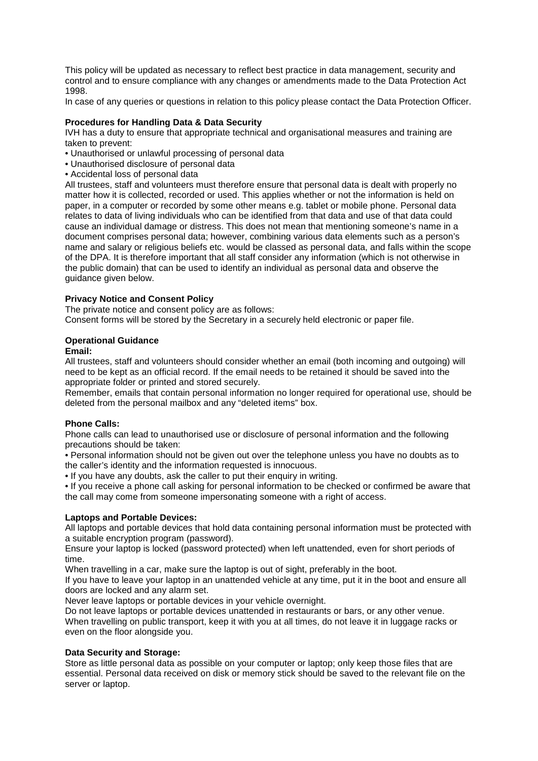This policy will be updated as necessary to reflect best practice in data management, security and control and to ensure compliance with any changes or amendments made to the Data Protection Act 1998.

In case of any queries or questions in relation to this policy please contact the Data Protection Officer.

**Procedures for Handling Data & Data Security**

IVH has a duty to ensure that appropriate technical and organisational measures and training are taken to prevent:

- Unauthorised or unlawful processing of personal data
- Unauthorised disclosure of personal data
- Accidental loss of personal data

All trustees, staff and volunteers must therefore ensure that personal data is dealt with properly no matter how it is collected, recorded or used. This applies whether or not the information is held on paper, in a computer or recorded by some other means e.g. tablet or mobile phone. Personal data relates to data of living individuals who can be identified from that data and use of that data could cause an individual damage or distress. This does not mean that mentioning someone's name in a document comprises personal data; however, combining various data elements such as a person's name and salary or religious beliefs etc. would be classed as personal data, and falls within the scope of the DPA. It is therefore important that all staff consider any information (which is not otherwise in the public domain) that can be used to identify an individual as personal data and observe the guidance given below.

**Privacy Notice and Consent Policy**

The private notice and consent policy are as follows:

Consent forms will be stored by the Secretary in a securely held electronic or paper file.

**Operational Guidance**

**Email:**

All trustees, staff and volunteers should consider whether an email (both incoming and outgoing) will need to be kept as an official record. If the email needs to be retained it should be saved into the appropriate folder or printed and stored securely.

Remember, emails that contain personal information no longer required for operational use, should be deleted from the personal mailbox and any "deleted items" box.

**Phone Calls:**

Phone calls can lead to unauthorised use or disclosure of personal information and the following precautions should be taken:

- Personal information should not be given out over the telephone unless you have no doubts as to the caller's identity and the information requested is innocuous.
- If you have any doubts, ask the caller to put their enquiry in writing.
- If you receive a phone call asking for personal information to be checked or confirmed be aware that the call may come from someone impersonating someone with a right of access.

**Laptops and Portable Devices:**

All laptops and portable devices that hold data containing personal information must be protected with a suitable encryption program (password).

Ensure your laptop is locked (password protected) when left unattended, even for short periods of time.

When travelling in a car, make sure the laptop is out of sight, preferably in the boot.

If you have to leave your laptop in an unattended vehicle at any time, put it in the boot and ensure all doors are locked and any alarm set.

Never leave laptops or portable devices in your vehicle overnight.

Do not leave laptops or portable devices unattended in restaurants or bars, or any other venue.

When travelling on public transport, keep it with you at all times, do not leave it in luggage racks or even on the floor alongside you.

**Data Security and Storage:**

Store as little personal data as possible on your computer or laptop; only keep those files that are essential. Personal data received on disk or memory stick should be saved to the relevant file on the server or laptop.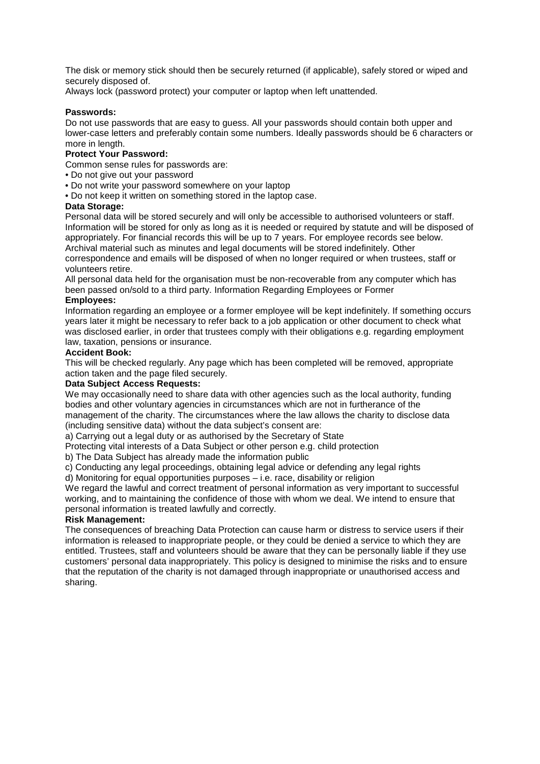The disk or memory stick should then be securely returned (if applicable), safely stored or wiped and securely disposed of.

Always lock (password protect) your computer or laptop when left unattended.

**Passwords:**

Do not use passwords that are easy to guess. All your passwords should contain both upper and lower-case letters and preferably contain some numbers. Ideally passwords should be 6 characters or more in length.

**Protect Your Password:**

Common sense rules for passwords are:

- Do not give out your password
- Do not write your password somewhere on your laptop
- Do not keep it written on something stored in the laptop case.

**Data Storage:**

Personal data will be stored securely and will only be accessible to authorised volunteers or staff. Information will be stored for only as long as it is needed or required by statute and will be disposed of appropriately. For financial records this will be up to 7 years. For employee records see below. Archival material such as minutes and legal documents will be stored indefinitely. Other correspondence and emails will be disposed of when no longer required or when trustees, staff or volunteers retire.

All personal data held for the organisation must be non-recoverable from any computer which has been passed on/sold to a third party. Information Regarding Employees or Former

**Employees:**

Information regarding an employee or a former employee will be kept indefinitely. If something occurs years later it might be necessary to refer back to a job application or other document to check what was disclosed earlier, in order that trustees comply with their obligations e.g. regarding employment law, taxation, pensions or insurance.

**Accident Book:**

This will be checked regularly. Any page which has been completed will be removed, appropriate action taken and the page filed securely.

**Data Subject Access Requests:**

We may occasionally need to share data with other agencies such as the local authority, funding bodies and other voluntary agencies in circumstances which are not in furtherance of the management of the charity. The circumstances where the law allows the charity to disclose data (including sensitive data) without the data subject's consent are:

a) Carrying out a legal duty or as authorised by the Secretary of State

Protecting vital interests of a Data Subject or other person e.g. child protection

b) The Data Subject has already made the information public

c) Conducting any legal proceedings, obtaining legal advice or defending any legal rights

d) Monitoring for equal opportunities purposes – i.e. race, disability or religion

We regard the lawful and correct treatment of personal information as very important to successful working, and to maintaining the confidence of those with whom we deal. We intend to ensure that personal information is treated lawfully and correctly.

**Risk Management:**

The consequences of breaching Data Protection can cause harm or distress to service users if their information is released to inappropriate people, or they could be denied a service to which they are entitled. Trustees, staff and volunteers should be aware that they can be personally liable if they use customers' personal data inappropriately. This policy is designed to minimise the risks and to ensure that the reputation of the charity is not damaged through inappropriate or unauthorised access and sharing.